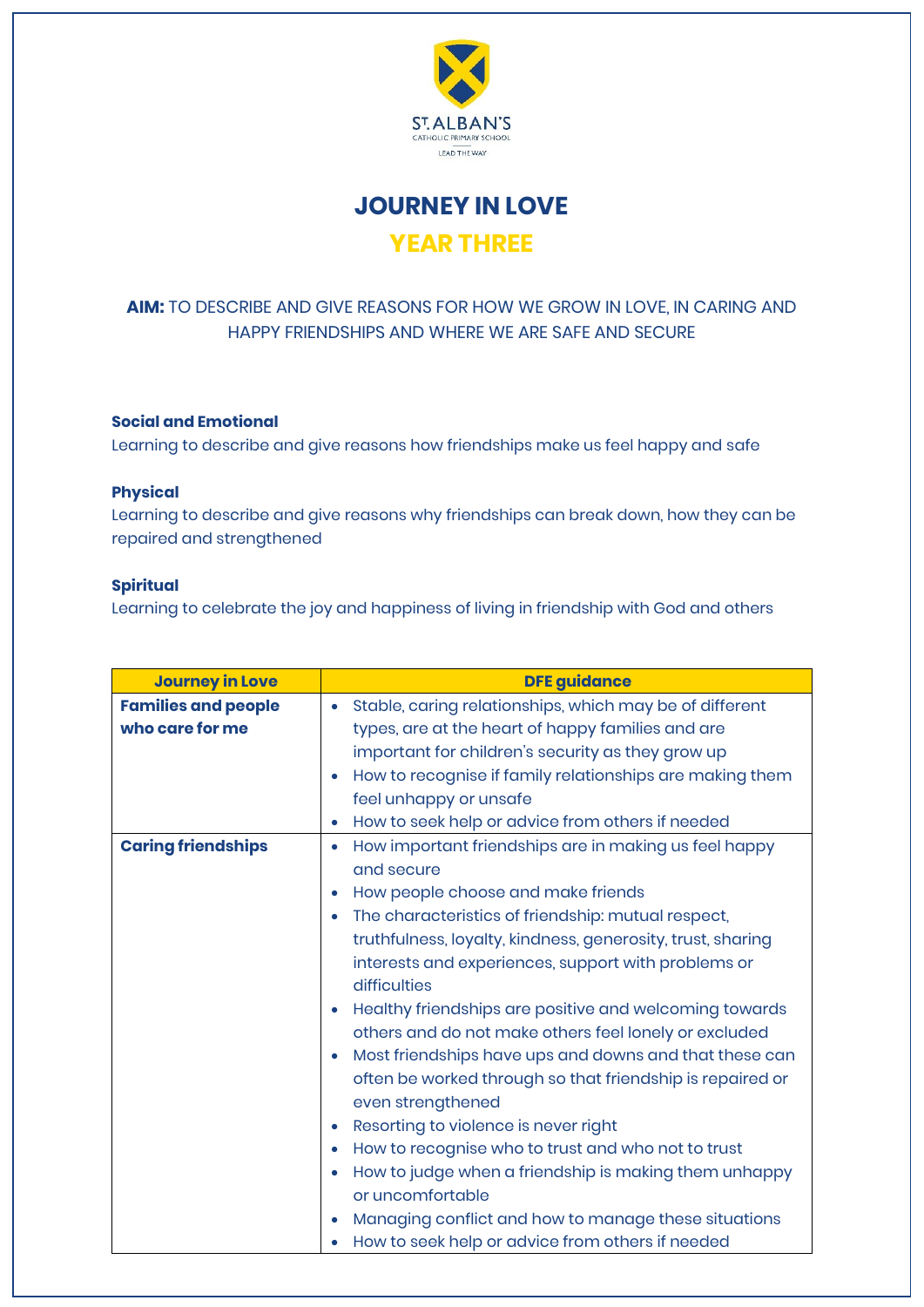ST. ALBAN'S
CATHOLIC PRIMARY SCHOOL
LEAD THE WAY

# JOURNEY IN LOVE

## YEAR THREE

**AIM:** TO DESCRIBE AND GIVE REASONS FOR HOW WE GROW IN LOVE, IN CARING AND HAPPY FRIENDSHIPS AND WHERE WE ARE SAFE AND SECURE

**Social and Emotional**
Learning to describe and give reasons how friendships make us feel happy and safe

**Physical**
Learning to describe and give reasons why friendships can break down, how they can be repaired and strengthened

**Spiritual**
Learning to celebrate the joy and happiness of living in friendship with God and others

| Journey in Love | DFE guidance |
| --- | --- |
| **Families and people who care for me** | • Stable, caring relationships, which may be of different types, are at the heart of happy families and are important for children's security as they grow up<br>• How to recognise if family relationships are making them feel unhappy or unsafe<br>• How to seek help or advice from others if needed |
| **Caring friendships** | • How important friendships are in making us feel happy and secure<br>• How people choose and make friends<br>• The characteristics of friendship: mutual respect, truthfulness, loyalty, kindness, generosity, trust, sharing interests and experiences, support with problems or difficulties<br>• Healthy friendships are positive and welcoming towards others and do not make others feel lonely or excluded<br>• Most friendships have ups and downs and that these can often be worked through so that friendship is repaired or even strengthened<br>• Resorting to violence is never right<br>• How to recognise who to trust and who not to trust<br>• How to judge when a friendship is making them unhappy or uncomfortable<br>• Managing conflict and how to manage these situations<br>• How to seek help or advice from others if needed |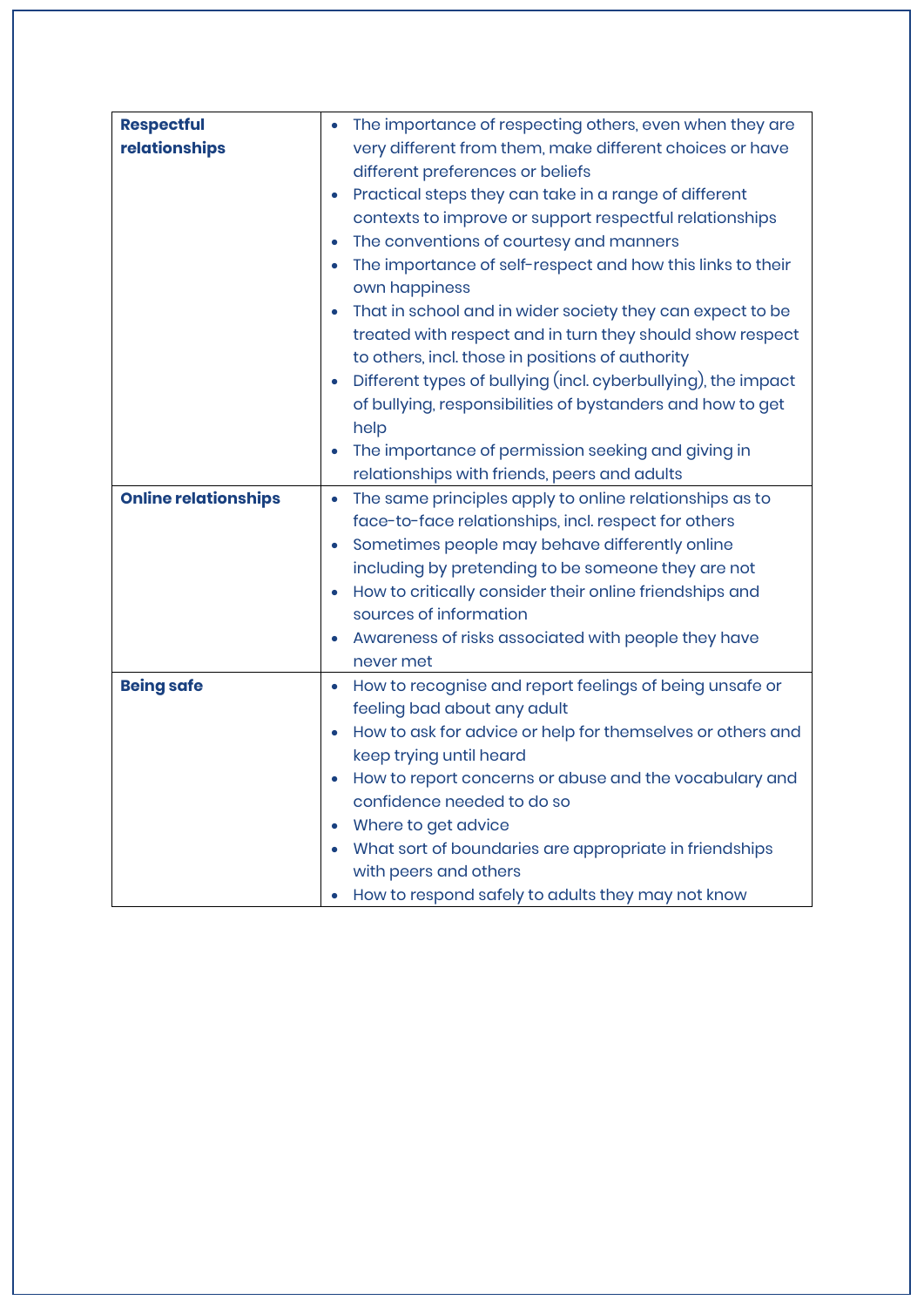| | |
|---|---|
| **Respectful relationships** | • The importance of respecting others, even when they are very different from them, make different choices or have different preferences or beliefs<br>• Practical steps they can take in a range of different contexts to improve or support respectful relationships<br>• The conventions of courtesy and manners<br>• The importance of self-respect and how this links to their own happiness<br>• That in school and in wider society they can expect to be treated with respect and in turn they should show respect to others, incl. those in positions of authority<br>• Different types of bullying (incl. cyberbullying), the impact of bullying, responsibilities of bystanders and how to get help<br>• The importance of permission seeking and giving in relationships with friends, peers and adults |
| **Online relationships** | • The same principles apply to online relationships as to face-to-face relationships, incl. respect for others<br>• Sometimes people may behave differently online including by pretending to be someone they are not<br>• How to critically consider their online friendships and sources of information<br>• Awareness of risks associated with people they have never met |
| **Being safe** | • How to recognise and report feelings of being unsafe or feeling bad about any adult<br>• How to ask for advice or help for themselves or others and keep trying until heard<br>• How to report concerns or abuse and the vocabulary and confidence needed to do so<br>• Where to get advice<br>• What sort of boundaries are appropriate in friendships with peers and others<br>• How to respond safely to adults they may not know |